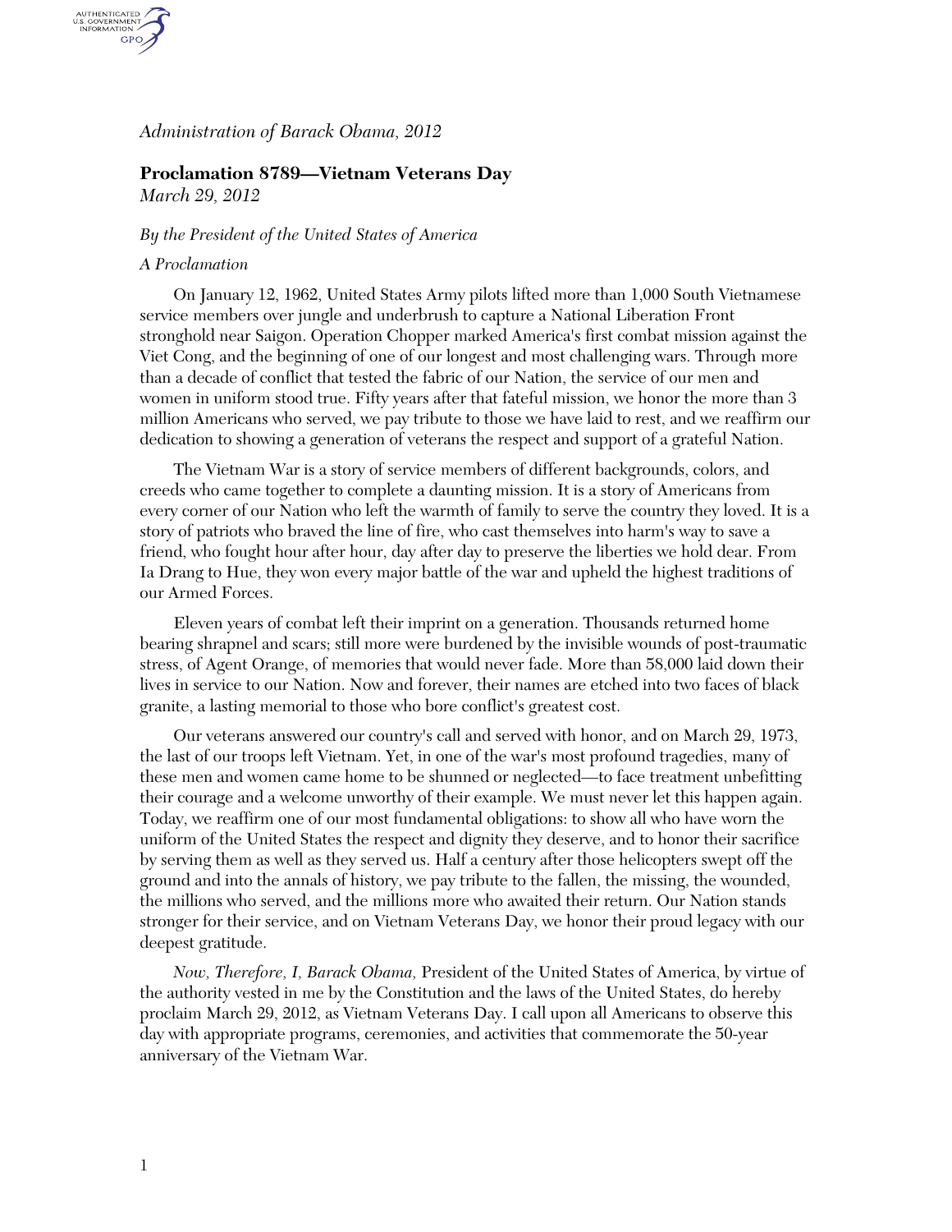*Administration of Barack Obama, 2012*

## Proclamation 8789—Vietnam Veterans Day

*March 29, 2012*

*By the President of the United States of America*

*A Proclamation*

On January 12, 1962, United States Army pilots lifted more than 1,000 South Vietnamese service members over jungle and underbrush to capture a National Liberation Front stronghold near Saigon. Operation Chopper marked America's first combat mission against the Viet Cong, and the beginning of one of our longest and most challenging wars. Through more than a decade of conflict that tested the fabric of our Nation, the service of our men and women in uniform stood true. Fifty years after that fateful mission, we honor the more than 3 million Americans who served, we pay tribute to those we have laid to rest, and we reaffirm our dedication to showing a generation of veterans the respect and support of a grateful Nation.

The Vietnam War is a story of service members of different backgrounds, colors, and creeds who came together to complete a daunting mission. It is a story of Americans from every corner of our Nation who left the warmth of family to serve the country they loved. It is a story of patriots who braved the line of fire, who cast themselves into harm's way to save a friend, who fought hour after hour, day after day to preserve the liberties we hold dear. From Ia Drang to Hue, they won every major battle of the war and upheld the highest traditions of our Armed Forces.

Eleven years of combat left their imprint on a generation. Thousands returned home bearing shrapnel and scars; still more were burdened by the invisible wounds of post-traumatic stress, of Agent Orange, of memories that would never fade. More than 58,000 laid down their lives in service to our Nation. Now and forever, their names are etched into two faces of black granite, a lasting memorial to those who bore conflict's greatest cost.

Our veterans answered our country's call and served with honor, and on March 29, 1973, the last of our troops left Vietnam. Yet, in one of the war's most profound tragedies, many of these men and women came home to be shunned or neglected—to face treatment unbefitting their courage and a welcome unworthy of their example. We must never let this happen again. Today, we reaffirm one of our most fundamental obligations: to show all who have worn the uniform of the United States the respect and dignity they deserve, and to honor their sacrifice by serving them as well as they served us. Half a century after those helicopters swept off the ground and into the annals of history, we pay tribute to the fallen, the missing, the wounded, the millions who served, and the millions more who awaited their return. Our Nation stands stronger for their service, and on Vietnam Veterans Day, we honor their proud legacy with our deepest gratitude.

*Now, Therefore, I, Barack Obama,* President of the United States of America, by virtue of the authority vested in me by the Constitution and the laws of the United States, do hereby proclaim March 29, 2012, as Vietnam Veterans Day. I call upon all Americans to observe this day with appropriate programs, ceremonies, and activities that commemorate the 50-year anniversary of the Vietnam War.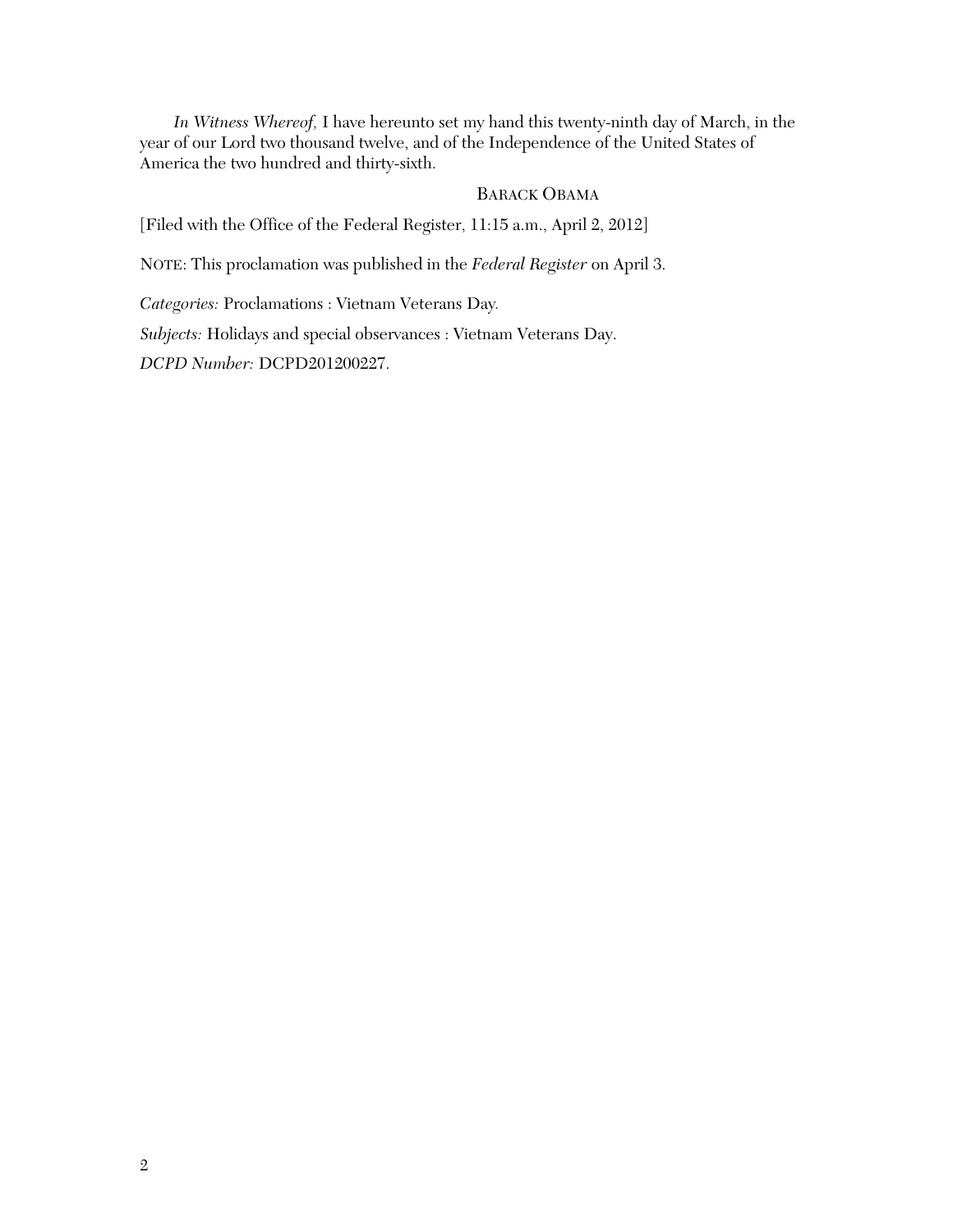*In Witness Whereof,* I have hereunto set my hand this twenty-ninth day of March, in the year of our Lord two thousand twelve, and of the Independence of the United States of America the two hundred and thirty-sixth.

BARACK OBAMA

[Filed with the Office of the Federal Register, 11:15 a.m., April 2, 2012]

NOTE: This proclamation was published in the *Federal Register* on April 3.

*Categories:* Proclamations : Vietnam Veterans Day.

*Subjects:* Holidays and special observances : Vietnam Veterans Day.

*DCPD Number:* DCPD201200227.